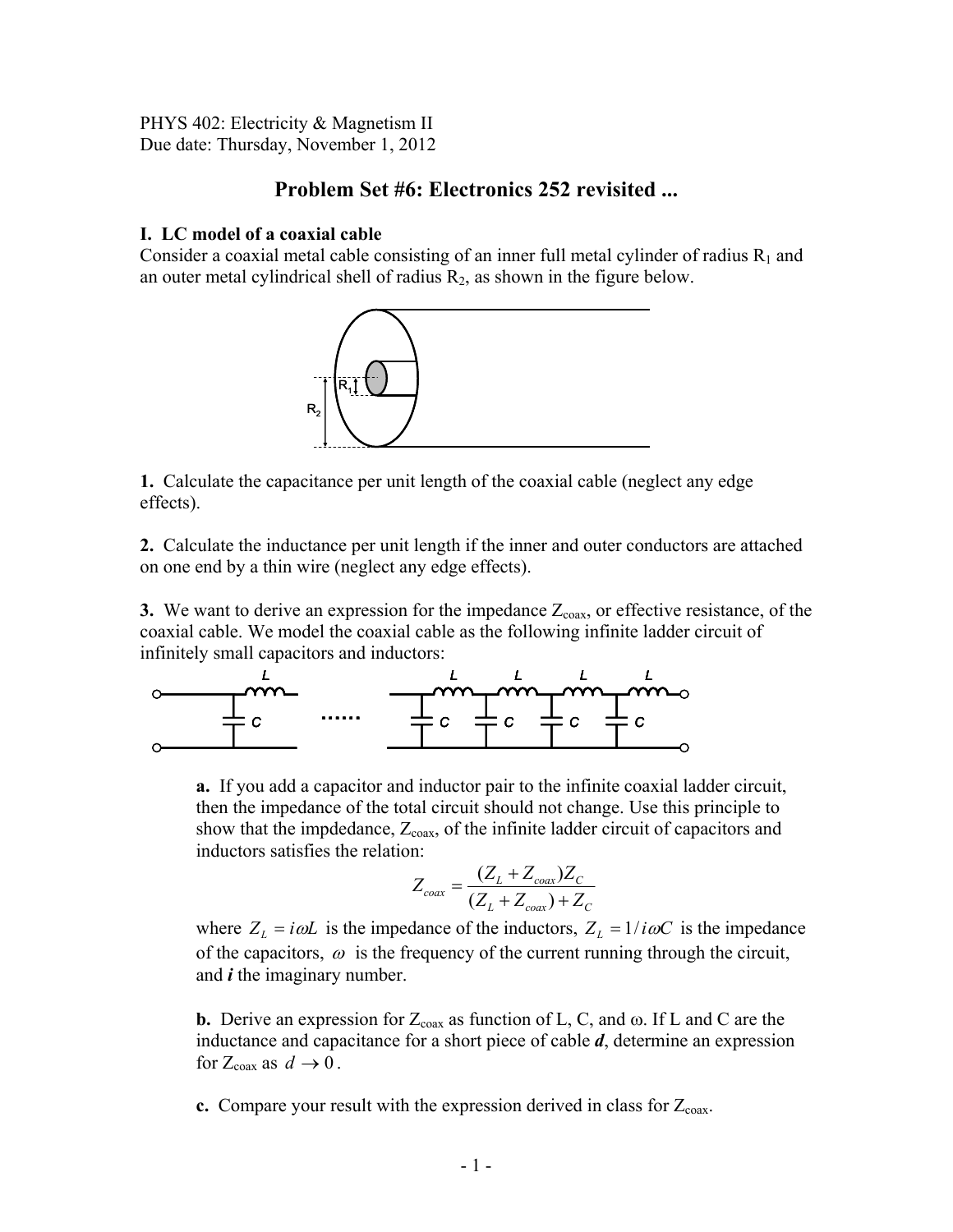PHYS 402: Electricity & Magnetism II
Due date: Thursday, November 1, 2012

# Problem Set #6: Electronics 252 revisited ...

### I. LC model of a coaxial cable

Consider a coaxial metal cable consisting of an inner full metal cylinder of radius $R_1$ and an outer metal cylindrical shell of radius $R_2$, as shown in the figure below.

**1.** Calculate the capacitance per unit length of the coaxial cable (neglect any edge effects).

**2.** Calculate the inductance per unit length if the inner and outer conductors are attached on one end by a thin wire (neglect any edge effects).

**3.** We want to derive an expression for the impedance $Z_{coax}$, or effective resistance, of the coaxial cable. We model the coaxial cable as the following infinite ladder circuit of infinitely small capacitors and inductors:

> **a.** If you add a capacitor and inductor pair to the infinite coaxial ladder circuit, then the impedance of the total circuit should not change. Use this principle to show that the impdedance, $Z_{coax}$, of the infinite ladder circuit of capacitors and inductors satisfies the relation:
>
> $$Z_{coax} = \frac{(Z_L + Z_{coax})Z_C}{(Z_L + Z_{coax}) + Z_C}$$
>
> where $Z_L = i\omega L$ is the impedance of the inductors, $Z_L = 1/i\omega C$ is the impedance of the capacitors, $\omega$ is the frequency of the current running through the circuit, and ***i*** the imaginary number.
>
> **b.** Derive an expression for $Z_{coax}$ as function of L, C, and ω. If L and C are the inductance and capacitance for a short piece of cable ***d***, determine an expression for $Z_{coax}$ as $d \to 0$.
>
> **c.** Compare your result with the expression derived in class for $Z_{coax}$.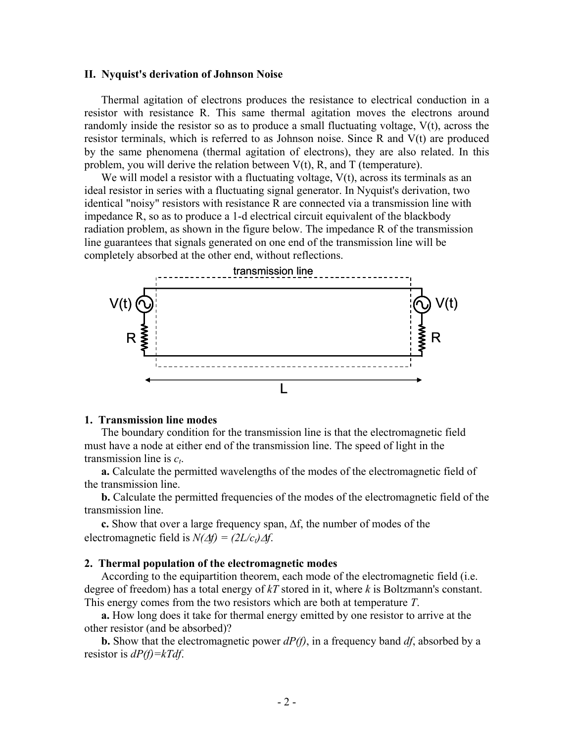## II. Nyquist's derivation of Johnson Noise

Thermal agitation of electrons produces the resistance to electrical conduction in a resistor with resistance R. This same thermal agitation moves the electrons around randomly inside the resistor so as to produce a small fluctuating voltage, V(t), across the resistor terminals, which is referred to as Johnson noise. Since R and V(t) are produced by the same phenomena (thermal agitation of electrons), they are also related. In this problem, you will derive the relation between V(t), R, and T (temperature).

We will model a resistor with a fluctuating voltage, V(t), across its terminals as an ideal resistor in series with a fluctuating signal generator. In Nyquist's derivation, two identical "noisy" resistors with resistance R are connected via a transmission line with impedance R, so as to produce a 1-d electrical circuit equivalent of the blackbody radiation problem, as shown in the figure below. The impedance R of the transmission line guarantees that signals generated on one end of the transmission line will be completely absorbed at the other end, without reflections.

### 1. Transmission line modes

The boundary condition for the transmission line is that the electromagnetic field must have a node at either end of the transmission line. The speed of light in the transmission line is $c_t$.

**a.** Calculate the permitted wavelengths of the modes of the electromagnetic field of the transmission line.

**b.** Calculate the permitted frequencies of the modes of the electromagnetic field of the transmission line.

**c.** Show that over a large frequency span, $\Delta f$, the number of modes of the electromagnetic field is $N(\Delta f) = (2L/c_t)\Delta f$.

### 2. Thermal population of the electromagnetic modes

According to the equipartition theorem, each mode of the electromagnetic field (i.e. degree of freedom) has a total energy of $kT$ stored in it, where $k$ is Boltzmann's constant. This energy comes from the two resistors which are both at temperature $T$.

**a.** How long does it take for thermal energy emitted by one resistor to arrive at the other resistor (and be absorbed)?

**b.** Show that the electromagnetic power $dP(f)$, in a frequency band $df$, absorbed by a resistor is $dP(f)=kTdf$.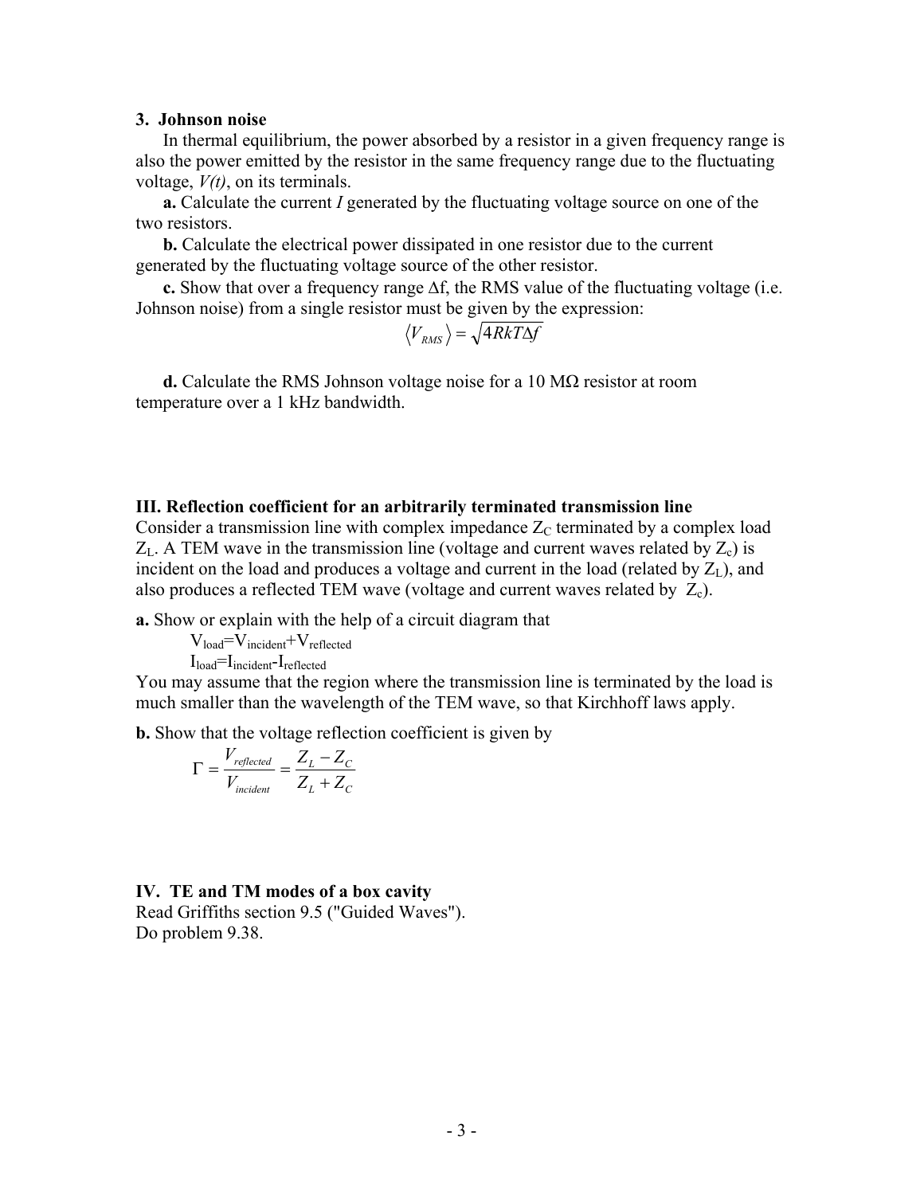### 3. Johnson noise

In thermal equilibrium, the power absorbed by a resistor in a given frequency range is also the power emitted by the resistor in the same frequency range due to the fluctuating voltage, *V(t)*, on its terminals.

**a.** Calculate the current *I* generated by the fluctuating voltage source on one of the two resistors.

**b.** Calculate the electrical power dissipated in one resistor due to the current generated by the fluctuating voltage source of the other resistor.

**c.** Show that over a frequency range $\Delta f$, the RMS value of the fluctuating voltage (i.e. Johnson noise) from a single resistor must be given by the expression:

$$\langle V_{RMS} \rangle = \sqrt{4RkT\Delta f}$$

**d.** Calculate the RMS Johnson voltage noise for a 10 MΩ resistor at room temperature over a 1 kHz bandwidth.

## III. Reflection coefficient for an arbitrarily terminated transmission line

Consider a transmission line with complex impedance $Z_C$ terminated by a complex load $Z_L$. A TEM wave in the transmission line (voltage and current waves related by $Z_c$) is incident on the load and produces a voltage and current in the load (related by $Z_L$), and also produces a reflected TEM wave (voltage and current waves related by $Z_c$).

**a.** Show or explain with the help of a circuit diagram that

$$V_{load} = V_{incident} + V_{reflected}$$

$$I_{load} = I_{incident} - I_{reflected}$$

You may assume that the region where the transmission line is terminated by the load is much smaller than the wavelength of the TEM wave, so that Kirchhoff laws apply.

**b.** Show that the voltage reflection coefficient is given by

$$\Gamma = \frac{V_{reflected}}{V_{incident}} = \frac{Z_L - Z_C}{Z_L + Z_C}$$

## IV. TE and TM modes of a box cavity

Read Griffiths section 9.5 ("Guided Waves").
Do problem 9.38.